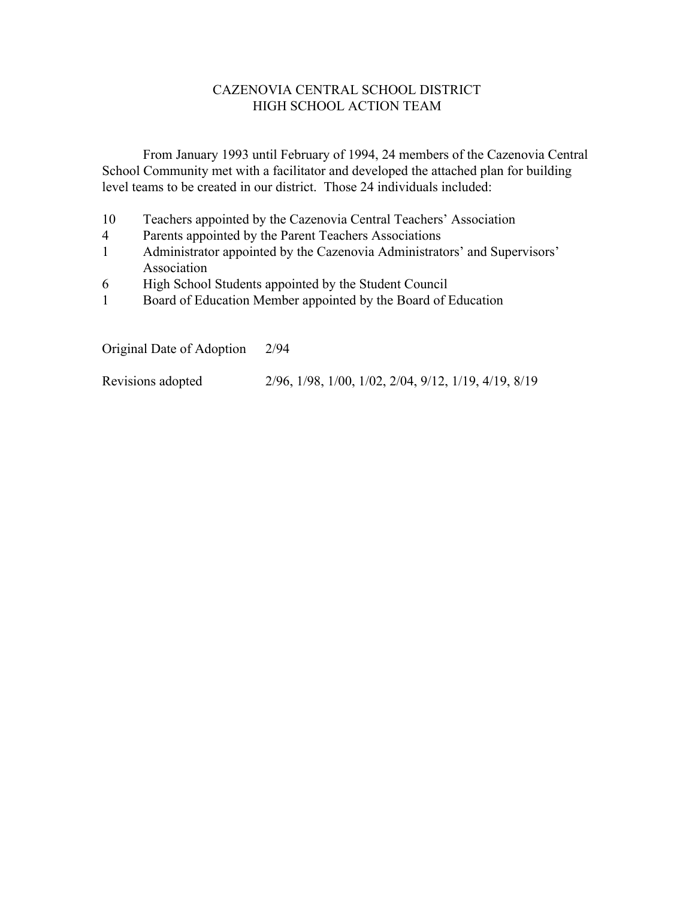# CAZENOVIA CENTRAL SCHOOL DISTRICT
## HIGH SCHOOL ACTION TEAM

From January 1993 until February of 1994, 24 members of the Cazenovia Central School Community met with a facilitator and developed the attached plan for building level teams to be created in our district. Those 24 individuals included:

- 10 Teachers appointed by the Cazenovia Central Teachers' Association
- 4 Parents appointed by the Parent Teachers Associations
- 1 Administrator appointed by the Cazenovia Administrators' and Supervisors' Association
- 6 High School Students appointed by the Student Council
- 1 Board of Education Member appointed by the Board of Education

Original Date of Adoption 2/94

Revisions adopted 2/96, 1/98, 1/00, 1/02, 2/04, 9/12, 1/19, 4/19, 8/19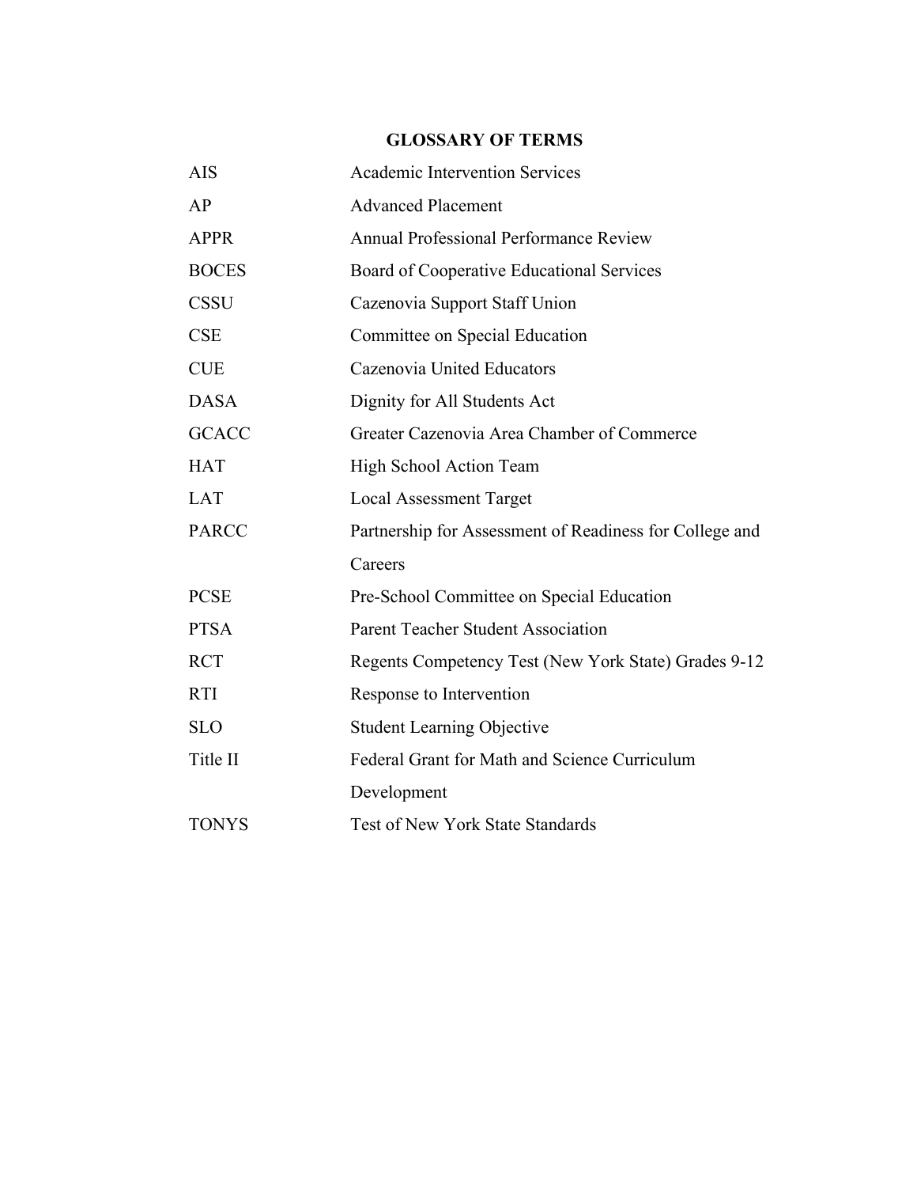# GLOSSARY OF TERMS

| | |
|---|---|
| AIS | Academic Intervention Services |
| AP | Advanced Placement |
| APPR | Annual Professional Performance Review |
| BOCES | Board of Cooperative Educational Services |
| CSSU | Cazenovia Support Staff Union |
| CSE | Committee on Special Education |
| CUE | Cazenovia United Educators |
| DASA | Dignity for All Students Act |
| GCACC | Greater Cazenovia Area Chamber of Commerce |
| HAT | High School Action Team |
| LAT | Local Assessment Target |
| PARCC | Partnership for Assessment of Readiness for College and Careers |
| PCSE | Pre-School Committee on Special Education |
| PTSA | Parent Teacher Student Association |
| RCT | Regents Competency Test (New York State) Grades 9-12 |
| RTI | Response to Intervention |
| SLO | Student Learning Objective |
| Title II | Federal Grant for Math and Science Curriculum Development |
| TONYS | Test of New York State Standards |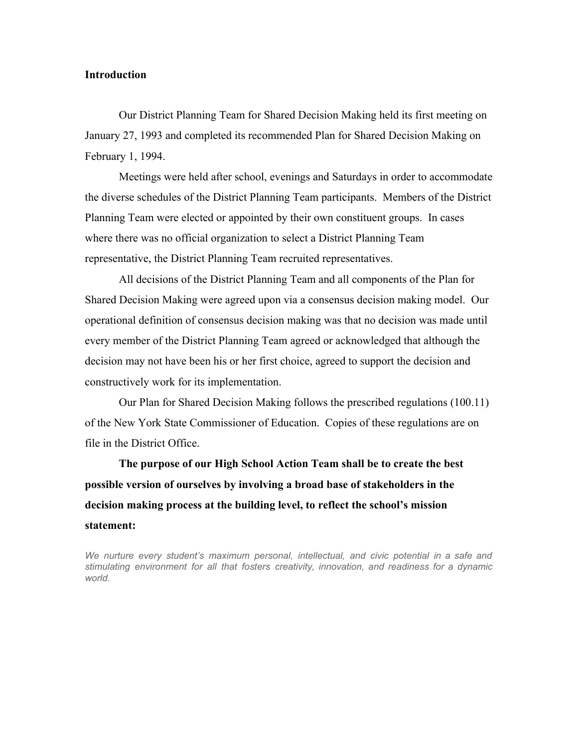**Introduction**

Our District Planning Team for Shared Decision Making held its first meeting on January 27, 1993 and completed its recommended Plan for Shared Decision Making on February 1, 1994.

Meetings were held after school, evenings and Saturdays in order to accommodate the diverse schedules of the District Planning Team participants. Members of the District Planning Team were elected or appointed by their own constituent groups. In cases where there was no official organization to select a District Planning Team representative, the District Planning Team recruited representatives.

All decisions of the District Planning Team and all components of the Plan for Shared Decision Making were agreed upon via a consensus decision making model. Our operational definition of consensus decision making was that no decision was made until every member of the District Planning Team agreed or acknowledged that although the decision may not have been his or her first choice, agreed to support the decision and constructively work for its implementation.

Our Plan for Shared Decision Making follows the prescribed regulations (100.11) of the New York State Commissioner of Education. Copies of these regulations are on file in the District Office.

**The purpose of our High School Action Team shall be to create the best possible version of ourselves by involving a broad base of stakeholders in the decision making process at the building level, to reflect the school's mission statement:**

*We nurture every student's maximum personal, intellectual, and civic potential in a safe and stimulating environment for all that fosters creativity, innovation, and readiness for a dynamic world.*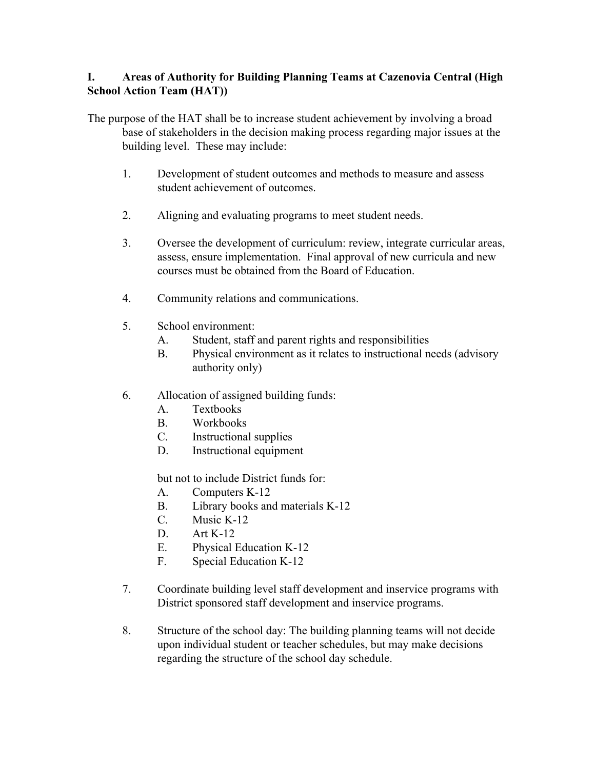## I. Areas of Authority for Building Planning Teams at Cazenovia Central (High School Action Team (HAT))

The purpose of the HAT shall be to increase student achievement by involving a broad base of stakeholders in the decision making process regarding major issues at the building level. These may include:

1. Development of student outcomes and methods to measure and assess student achievement of outcomes.

2. Aligning and evaluating programs to meet student needs.

3. Oversee the development of curriculum: review, integrate curricular areas, assess, ensure implementation. Final approval of new curricula and new courses must be obtained from the Board of Education.

4. Community relations and communications.

5. School environment:
   - A. Student, staff and parent rights and responsibilities
   - B. Physical environment as it relates to instructional needs (advisory authority only)

6. Allocation of assigned building funds:
   - A. Textbooks
   - B. Workbooks
   - C. Instructional supplies
   - D. Instructional equipment

   but not to include District funds for:
   - A. Computers K-12
   - B. Library books and materials K-12
   - C. Music K-12
   - D. Art K-12
   - E. Physical Education K-12
   - F. Special Education K-12

7. Coordinate building level staff development and inservice programs with District sponsored staff development and inservice programs.

8. Structure of the school day: The building planning teams will not decide upon individual student or teacher schedules, but may make decisions regarding the structure of the school day schedule.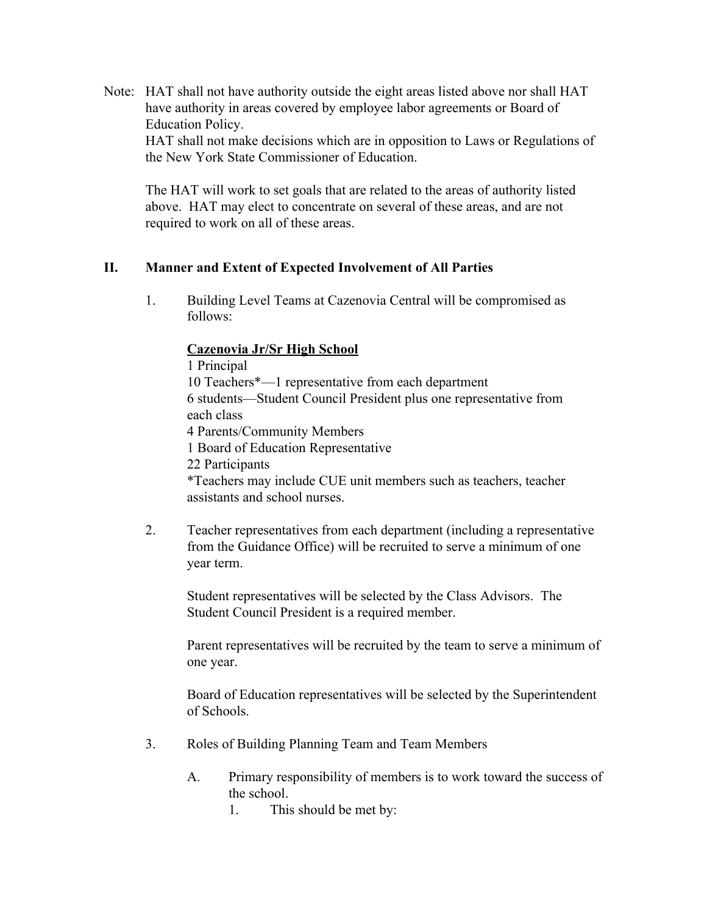Note: HAT shall not have authority outside the eight areas listed above nor shall HAT have authority in areas covered by employee labor agreements or Board of Education Policy.
HAT shall not make decisions which are in opposition to Laws or Regulations of the New York State Commissioner of Education.

The HAT will work to set goals that are related to the areas of authority listed above. HAT may elect to concentrate on several of these areas, and are not required to work on all of these areas.

## II. Manner and Extent of Expected Involvement of All Parties

1. Building Level Teams at Cazenovia Central will be compromised as follows:

   **<u>Cazenovia Jr/Sr High School</u>**
   1 Principal
   10 Teachers*—1 representative from each department
   6 students—Student Council President plus one representative from each class
   4 Parents/Community Members
   1 Board of Education Representative
   22 Participants
   *Teachers may include CUE unit members such as teachers, teacher assistants and school nurses.

2. Teacher representatives from each department (including a representative from the Guidance Office) will be recruited to serve a minimum of one year term.

   Student representatives will be selected by the Class Advisors. The Student Council President is a required member.

   Parent representatives will be recruited by the team to serve a minimum of one year.

   Board of Education representatives will be selected by the Superintendent of Schools.

3. Roles of Building Planning Team and Team Members

   A. Primary responsibility of members is to work toward the success of the school.
      1. This should be met by: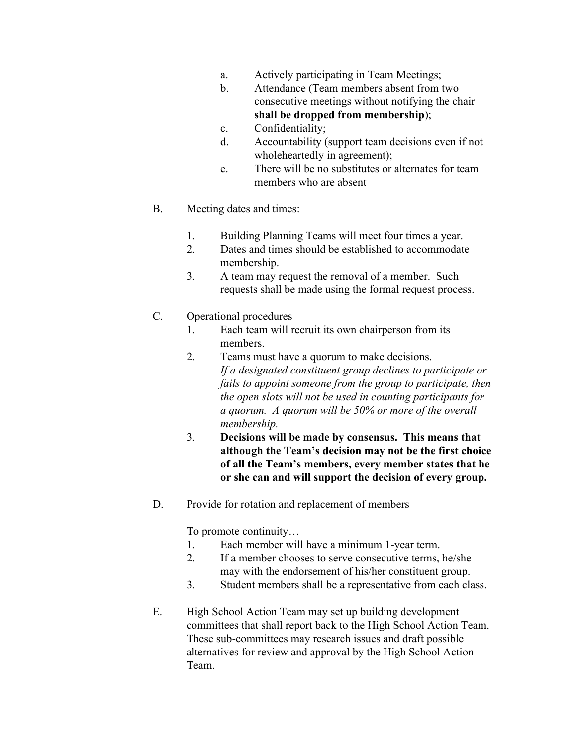a. Actively participating in Team Meetings;

b. Attendance (Team members absent from two consecutive meetings without notifying the chair **shall be dropped from membership**);

c. Confidentiality;

d. Accountability (support team decisions even if not wholeheartedly in agreement);

e. There will be no substitutes or alternates for team members who are absent

B. Meeting dates and times:

1. Building Planning Teams will meet four times a year.
2. Dates and times should be established to accommodate membership.
3. A team may request the removal of a member. Such requests shall be made using the formal request process.

C. Operational procedures

1. Each team will recruit its own chairperson from its members.
2. Teams must have a quorum to make decisions. *If a designated constituent group declines to participate or fails to appoint someone from the group to participate, then the open slots will not be used in counting participants for a quorum. A quorum will be 50% or more of the overall membership.*
3. **Decisions will be made by consensus. This means that although the Team's decision may not be the first choice of all the Team's members, every member states that he or she can and will support the decision of every group.**

D. Provide for rotation and replacement of members

To promote continuity…

1. Each member will have a minimum 1-year term.
2. If a member chooses to serve consecutive terms, he/she may with the endorsement of his/her constituent group.
3. Student members shall be a representative from each class.

E. High School Action Team may set up building development committees that shall report back to the High School Action Team. These sub-committees may research issues and draft possible alternatives for review and approval by the High School Action Team.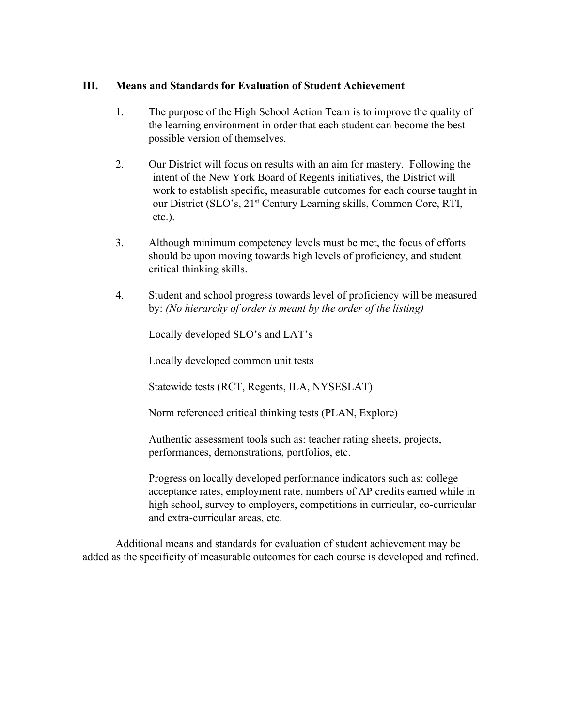## III. Means and Standards for Evaluation of Student Achievement

1. The purpose of the High School Action Team is to improve the quality of the learning environment in order that each student can become the best possible version of themselves.

2. Our District will focus on results with an aim for mastery. Following the intent of the New York Board of Regents initiatives, the District will work to establish specific, measurable outcomes for each course taught in our District (SLO's, 21st Century Learning skills, Common Core, RTI, etc.).

3. Although minimum competency levels must be met, the focus of efforts should be upon moving towards high levels of proficiency, and student critical thinking skills.

4. Student and school progress towards level of proficiency will be measured by: *(No hierarchy of order is meant by the order of the listing)*

   Locally developed SLO's and LAT's

   Locally developed common unit tests

   Statewide tests (RCT, Regents, ILA, NYSESLAT)

   Norm referenced critical thinking tests (PLAN, Explore)

   Authentic assessment tools such as: teacher rating sheets, projects, performances, demonstrations, portfolios, etc.

   Progress on locally developed performance indicators such as: college acceptance rates, employment rate, numbers of AP credits earned while in high school, survey to employers, competitions in curricular, co-curricular and extra-curricular areas, etc.

Additional means and standards for evaluation of student achievement may be added as the specificity of measurable outcomes for each course is developed and refined.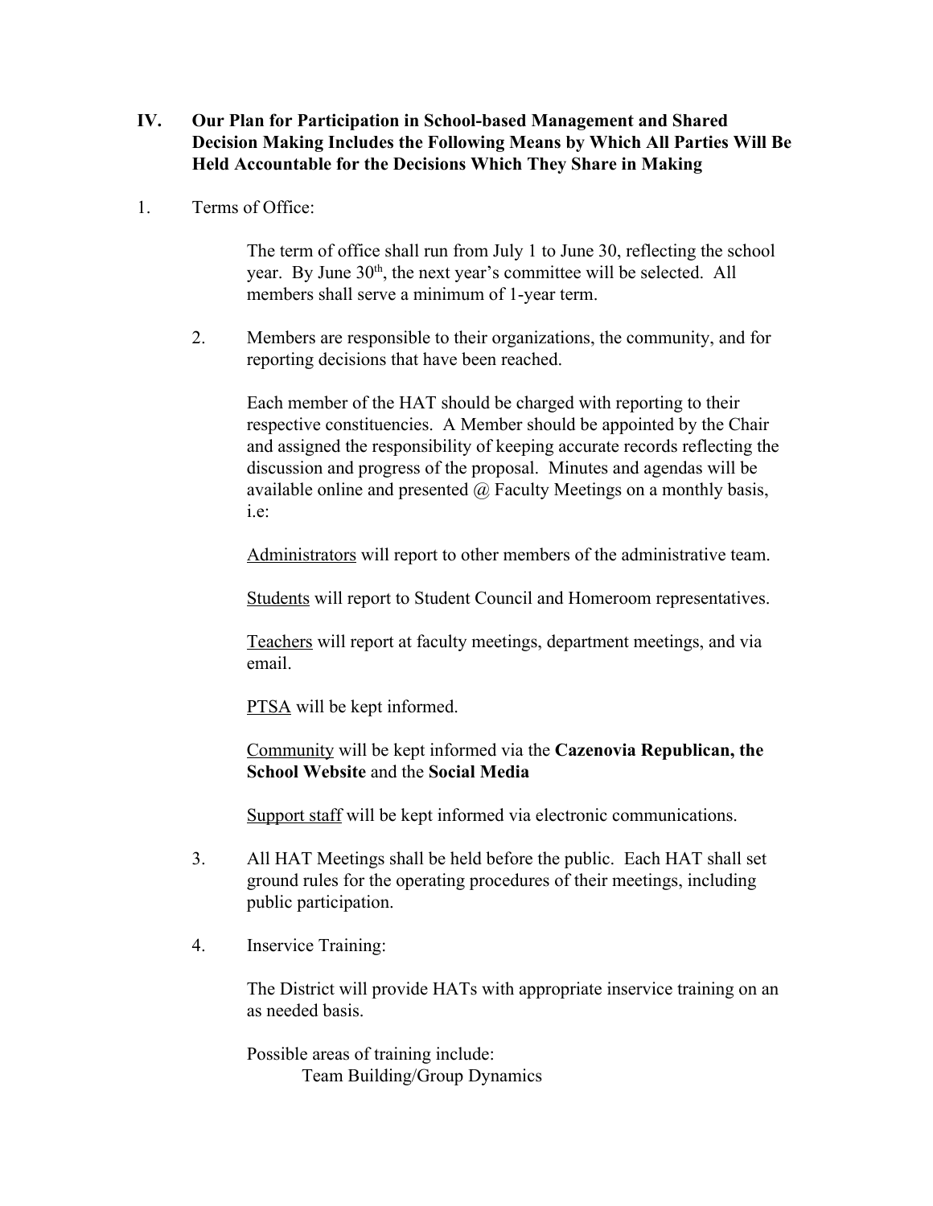## IV. Our Plan for Participation in School-based Management and Shared Decision Making Includes the Following Means by Which All Parties Will Be Held Accountable for the Decisions Which They Share in Making

1. Terms of Office:

   The term of office shall run from July 1 to June 30, reflecting the school year. By June 30th, the next year's committee will be selected. All members shall serve a minimum of 1-year term.

2. Members are responsible to their organizations, the community, and for reporting decisions that have been reached.

   Each member of the HAT should be charged with reporting to their respective constituencies. A Member should be appointed by the Chair and assigned the responsibility of keeping accurate records reflecting the discussion and progress of the proposal. Minutes and agendas will be available online and presented @ Faculty Meetings on a monthly basis, i.e:

   Administrators will report to other members of the administrative team.

   Students will report to Student Council and Homeroom representatives.

   Teachers will report at faculty meetings, department meetings, and via email.

   PTSA will be kept informed.

   Community will be kept informed via the **Cazenovia Republican, the School Website** and the **Social Media**

   Support staff will be kept informed via electronic communications.

3. All HAT Meetings shall be held before the public. Each HAT shall set ground rules for the operating procedures of their meetings, including public participation.

4. Inservice Training:

   The District will provide HATs with appropriate inservice training on an as needed basis.

   Possible areas of training include:
   - Team Building/Group Dynamics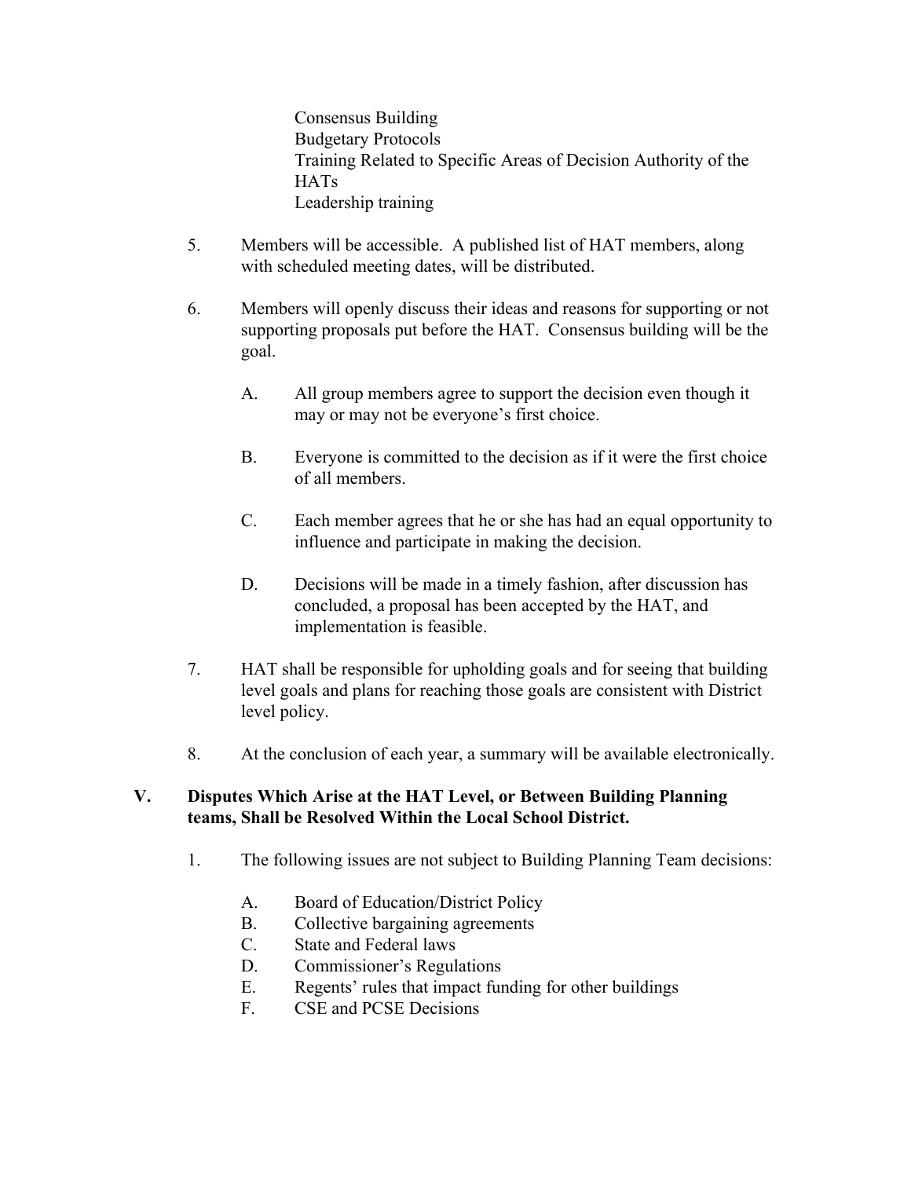Consensus Building
Budgetary Protocols
Training Related to Specific Areas of Decision Authority of the HATs
Leadership training

5. Members will be accessible. A published list of HAT members, along with scheduled meeting dates, will be distributed.

6. Members will openly discuss their ideas and reasons for supporting or not supporting proposals put before the HAT. Consensus building will be the goal.

   A. All group members agree to support the decision even though it may or may not be everyone's first choice.

   B. Everyone is committed to the decision as if it were the first choice of all members.

   C. Each member agrees that he or she has had an equal opportunity to influence and participate in making the decision.

   D. Decisions will be made in a timely fashion, after discussion has concluded, a proposal has been accepted by the HAT, and implementation is feasible.

7. HAT shall be responsible for upholding goals and for seeing that building level goals and plans for reaching those goals are consistent with District level policy.

8. At the conclusion of each year, a summary will be available electronically.

## V. Disputes Which Arise at the HAT Level, or Between Building Planning teams, Shall be Resolved Within the Local School District.

1. The following issues are not subject to Building Planning Team decisions:

   A. Board of Education/District Policy
   B. Collective bargaining agreements
   C. State and Federal laws
   D. Commissioner's Regulations
   E. Regents' rules that impact funding for other buildings
   F. CSE and PCSE Decisions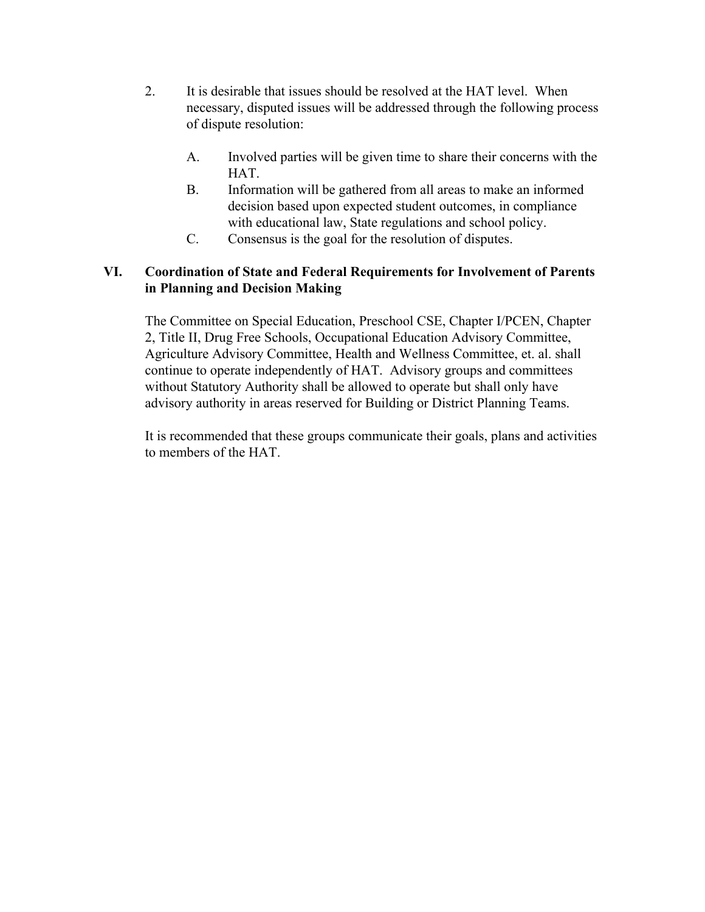2. It is desirable that issues should be resolved at the HAT level. When necessary, disputed issues will be addressed through the following process of dispute resolution:

   A. Involved parties will be given time to share their concerns with the HAT.
   B. Information will be gathered from all areas to make an informed decision based upon expected student outcomes, in compliance with educational law, State regulations and school policy.
   C. Consensus is the goal for the resolution of disputes.

## VI. Coordination of State and Federal Requirements for Involvement of Parents in Planning and Decision Making

The Committee on Special Education, Preschool CSE, Chapter I/PCEN, Chapter 2, Title II, Drug Free Schools, Occupational Education Advisory Committee, Agriculture Advisory Committee, Health and Wellness Committee, et. al. shall continue to operate independently of HAT. Advisory groups and committees without Statutory Authority shall be allowed to operate but shall only have advisory authority in areas reserved for Building or District Planning Teams.

It is recommended that these groups communicate their goals, plans and activities to members of the HAT.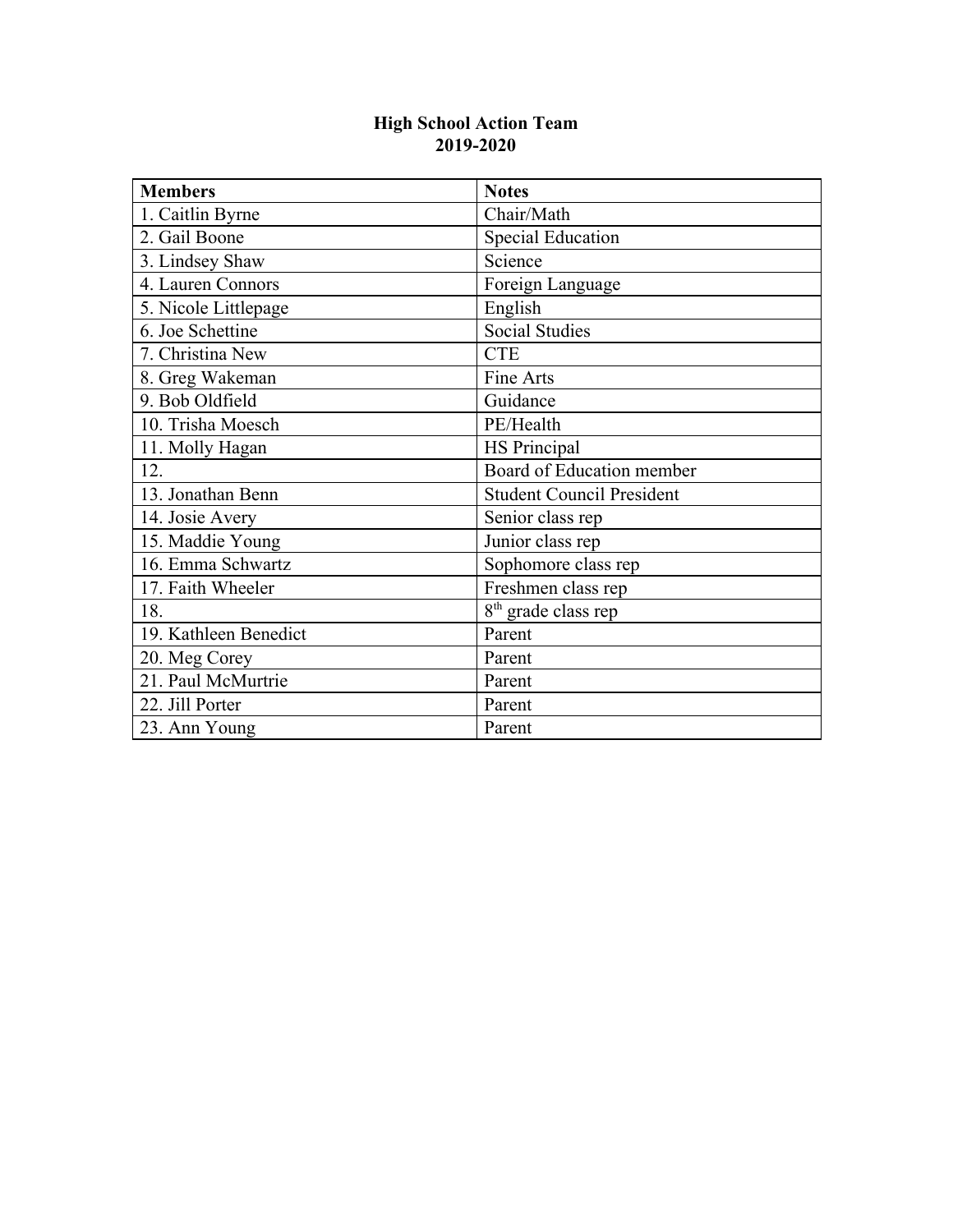**High School Action Team**
**2019-2020**

| Members | Notes |
|---|---|
| 1. Caitlin Byrne | Chair/Math |
| 2. Gail Boone | Special Education |
| 3. Lindsey Shaw | Science |
| 4. Lauren Connors | Foreign Language |
| 5. Nicole Littlepage | English |
| 6. Joe Schettine | Social Studies |
| 7. Christina New | CTE |
| 8. Greg Wakeman | Fine Arts |
| 9. Bob Oldfield | Guidance |
| 10. Trisha Moesch | PE/Health |
| 11. Molly Hagan | HS Principal |
| 12. | Board of Education member |
| 13. Jonathan Benn | Student Council President |
| 14. Josie Avery | Senior class rep |
| 15. Maddie Young | Junior class rep |
| 16. Emma Schwartz | Sophomore class rep |
| 17. Faith Wheeler | Freshmen class rep |
| 18. | 8th grade class rep |
| 19. Kathleen Benedict | Parent |
| 20. Meg Corey | Parent |
| 21. Paul McMurtrie | Parent |
| 22. Jill Porter | Parent |
| 23. Ann Young | Parent |